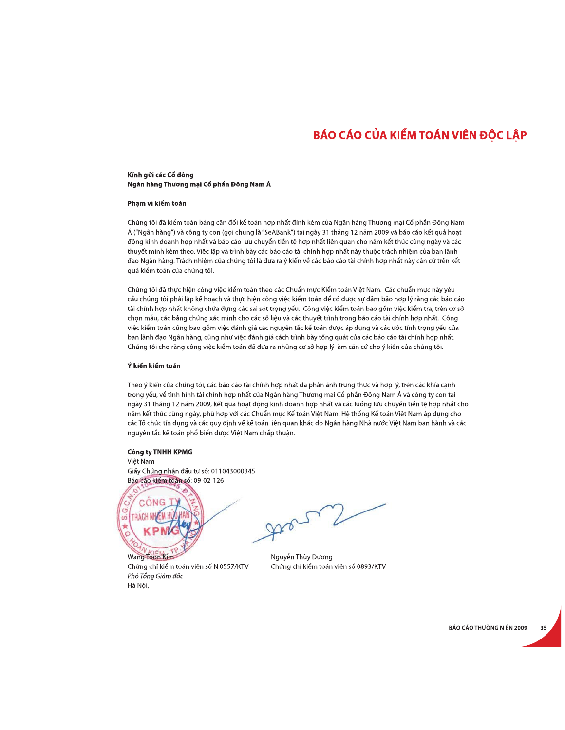# BÁO CÁO CỦA KIỂM TOÁN VIÊN ĐỘC LẬP

**Kính gửi các Cổ đông**
**Ngân hàng Thương mại Cổ phần Đông Nam Á**

**Phạm vi kiểm toán**

Chúng tôi đã kiểm toán bảng cân đối kế toán hợp nhất đính kèm của Ngân hàng Thương mại Cổ phần Đông Nam Á ("Ngân hàng") và công ty con (gọi chung là "SeABank") tại ngày 31 tháng 12 năm 2009 và báo cáo kết quả hoạt động kinh doanh hợp nhất và báo cáo lưu chuyển tiền tệ hợp nhất liên quan cho năm kết thúc cùng ngày và các thuyết minh kèm theo. Việc lập và trình bày các báo cáo tài chính hợp nhất này thuộc trách nhiệm của ban lãnh đạo Ngân hàng. Trách nhiệm của chúng tôi là đưa ra ý kiến về các báo cáo tài chính hợp nhất này căn cứ trên kết quả kiểm toán của chúng tôi.

Chúng tôi đã thực hiện công việc kiểm toán theo các Chuẩn mực Kiểm toán Việt Nam. Các chuẩn mực này yêu cầu chúng tôi phải lập kế hoạch và thực hiện công việc kiểm toán để có được sự đảm bảo hợp lý rằng các báo cáo tài chính hợp nhất không chứa đựng các sai sót trọng yếu. Công việc kiểm toán bao gồm việc kiểm tra, trên cơ sở chọn mẫu, các bằng chứng xác minh cho các số liệu và các thuyết trình trong báo cáo tài chính hợp nhất. Công việc kiểm toán cũng bao gồm việc đánh giá các nguyên tắc kế toán được áp dụng và các ước tính trọng yếu của ban lãnh đạo Ngân hàng, cũng như việc đánh giá cách trình bày tổng quát của các báo cáo tài chính hợp nhất. Chúng tôi cho rằng công việc kiểm toán đã đưa ra những cơ sở hợp lý làm căn cứ cho ý kiến của chúng tôi.

**Ý kiến kiểm toán**

Theo ý kiến của chúng tôi, các báo cáo tài chính hợp nhất đã phản ánh trung thực và hợp lý, trên các khía cạnh trọng yếu, về tình hình tài chính hợp nhất của Ngân hàng Thương mại Cổ phần Đông Nam Á và công ty con tại ngày 31 tháng 12 năm 2009, kết quả hoạt động kinh doanh hợp nhất và các luồng lưu chuyển tiền tệ hợp nhất cho năm kết thúc cùng ngày, phù hợp với các Chuẩn mực Kế toán Việt Nam, Hệ thống Kế toán Việt Nam áp dụng cho các Tổ chức tín dụng và các quy định về kế toán liên quan khác do Ngân hàng Nhà nước Việt Nam ban hành và các nguyên tắc kế toán phổ biến được Việt Nam chấp thuận.

**Công ty TNHH KPMG**
Việt Nam
Giấy Chứng nhận đầu tư số: 011043000345
Báo cáo kiểm toán số: 09-02-126

Wang Toon Kim
Chứng chỉ kiểm toán viên số N.0557/KTV
*Phó Tổng Giám đốc*
Hà Nội,

Nguyễn Thùy Dương
Chứng chỉ kiểm toán viên số 0893/KTV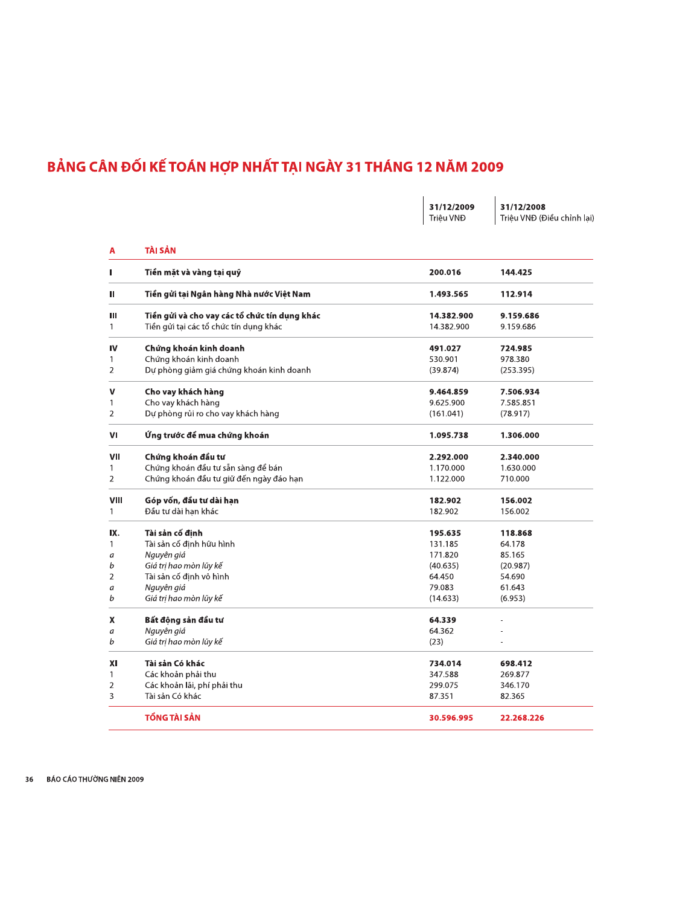# BẢNG CÂN ĐỐI KẾ TOÁN HỢP NHẤT TẠI NGÀY 31 THÁNG 12 NĂM 2009

| | | 31/12/2009<br>Triệu VNĐ | 31/12/2008<br>Triệu VNĐ (Điều chỉnh lại) |
|---|---|---|---|
| **A** | **TÀI SẢN** | | |
| **I** | **Tiền mặt và vàng tại quỹ** | **200.016** | **144.425** |
| **II** | **Tiền gửi tại Ngân hàng Nhà nước Việt Nam** | **1.493.565** | **112.914** |
| **III** | **Tiền gửi và cho vay các tổ chức tín dụng khác** | **14.382.900** | **9.159.686** |
| 1 | Tiền gửi tại các tổ chức tín dụng khác | 14.382.900 | 9.159.686 |
| **IV** | **Chứng khoán kinh doanh** | **491.027** | **724.985** |
| 1 | Chứng khoán kinh doanh | 530.901 | 978.380 |
| 2 | Dự phòng giảm giá chứng khoán kinh doanh | (39.874) | (253.395) |
| **V** | **Cho vay khách hàng** | **9.464.859** | **7.506.934** |
| 1 | Cho vay khách hàng | 9.625.900 | 7.585.851 |
| 2 | Dự phòng rủi ro cho vay khách hàng | (161.041) | (78.917) |
| **VI** | **Ứng trước để mua chứng khoán** | **1.095.738** | **1.306.000** |
| **VII** | **Chứng khoán đầu tư** | **2.292.000** | **2.340.000** |
| 1 | Chứng khoán đầu tư sẵn sàng để bán | 1.170.000 | 1.630.000 |
| 2 | Chứng khoán đầu tư giữ đến ngày đáo hạn | 1.122.000 | 710.000 |
| **VIII** | **Góp vốn, đầu tư dài hạn** | **182.902** | **156.002** |
| 1 | Đầu tư dài hạn khác | 182.902 | 156.002 |
| **IX.** | **Tài sản cố định** | **195.635** | **118.868** |
| 1 | Tài sản cố định hữu hình | 131.185 | 64.178 |
| *a* | *Nguyên giá* | 171.820 | 85.165 |
| *b* | *Giá trị hao mòn lũy kế* | (40.635) | (20.987) |
| 2 | Tài sản cố định vô hình | 64.450 | 54.690 |
| *a* | *Nguyên giá* | 79.083 | 61.643 |
| *b* | *Giá trị hao mòn lũy kế* | (14.633) | (6.953) |
| **X** | **Bất động sản đầu tư** | **64.339** | - |
| *a* | *Nguyên giá* | 64.362 | - |
| *b* | *Giá trị hao mòn lũy kế* | (23) | - |
| **XI** | **Tài sản Có khác** | **734.014** | **698.412** |
| 1 | Các khoản phải thu | 347.588 | 269.877 |
| 2 | Các khoản lãi, phí phải thu | 299.075 | 346.170 |
| 3 | Tài sản Có khác | 87.351 | 82.365 |
| | **TỔNG TÀI SẢN** | **30.596.995** | **22.268.226** |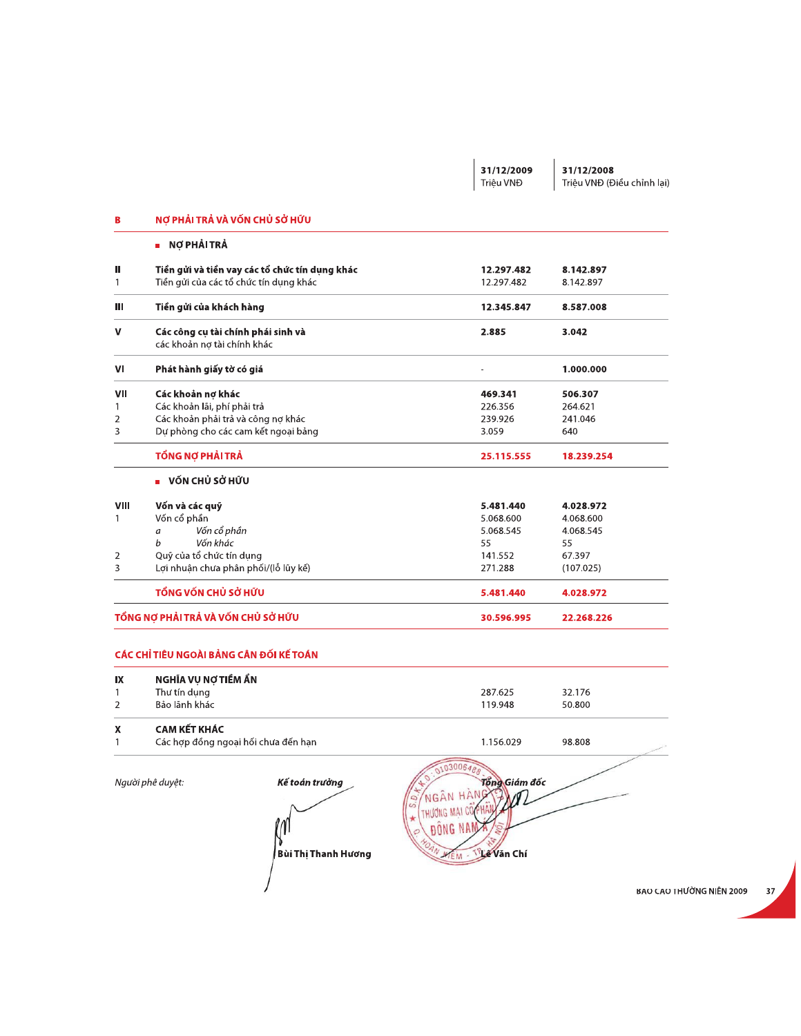| | | 31/12/2009<br>Triệu VNĐ | 31/12/2008<br>Triệu VNĐ (Điều chỉnh lại) |
|---|---|---|---|
| **B** | **NỢ PHẢI TRẢ VÀ VỐN CHỦ SỞ HỮU** | | |
| | **NỢ PHẢI TRẢ** | | |
| **II** | **Tiền gửi và tiền vay các tổ chức tín dụng khác** | **12.297.482** | **8.142.897** |
| 1 | Tiền gửi của các tổ chức tín dụng khác | 12.297.482 | 8.142.897 |
| **III** | **Tiền gửi của khách hàng** | **12.345.847** | **8.587.008** |
| **V** | **Các công cụ tài chính phái sinh và** các khoản nợ tài chính khác | **2.885** | **3.042** |
| **VI** | **Phát hành giấy tờ có giá** | - | **1.000.000** |
| **VII** | **Các khoản nợ khác** | **469.341** | **506.307** |
| 1 | Các khoản lãi, phí phải trả | 226.356 | 264.621 |
| 2 | Các khoản phải trả và công nợ khác | 239.926 | 241.046 |
| 3 | Dự phòng cho các cam kết ngoại bảng | 3.059 | 640 |
| | **TỔNG NỢ PHẢI TRẢ** | **25.115.555** | **18.239.254** |
| | **VỐN CHỦ SỞ HỮU** | | |
| **VIII** | **Vốn và các quỹ** | **5.481.440** | **4.028.972** |
| 1 | Vốn cổ phần | 5.068.600 | 4.068.600 |
| | *a* *Vốn cổ phần* | 5.068.545 | 4.068.545 |
| | *b* *Vốn khác* | 55 | 55 |
| 2 | Quỹ của tổ chức tín dụng | 141.552 | 67.397 |
| 3 | Lợi nhuận chưa phân phối/(lỗ lũy kế) | 271.288 | (107.025) |
| | **TỔNG VỐN CHỦ SỞ HỮU** | **5.481.440** | **4.028.972** |
| **TỔNG NỢ PHẢI TRẢ VÀ VỐN CHỦ SỞ HỮU** | | **30.596.995** | **22.268.226** |

## CÁC CHỈ TIÊU NGOÀI BẢNG CÂN ĐỐI KẾ TOÁN

| | | 31/12/2009 | 31/12/2008 |
|---|---|---|---|
| **IX** | **NGHĨA VỤ NỢ TIỀM ẨN** | | |
| 1 | Thư tín dụng | 287.625 | 32.176 |
| 2 | Bảo lãnh khác | 119.948 | 50.800 |
| **X** | **CAM KẾT KHÁC** | | |
| 1 | Các hợp đồng ngoại hối chưa đến hạn | 1.156.029 | 98.808 |

*Người phê duyệt:*

*Kế toán trưởng*

**Bùi Thị Thanh Hương**

*Tổng Giám đốc*

**Lê Văn Chí**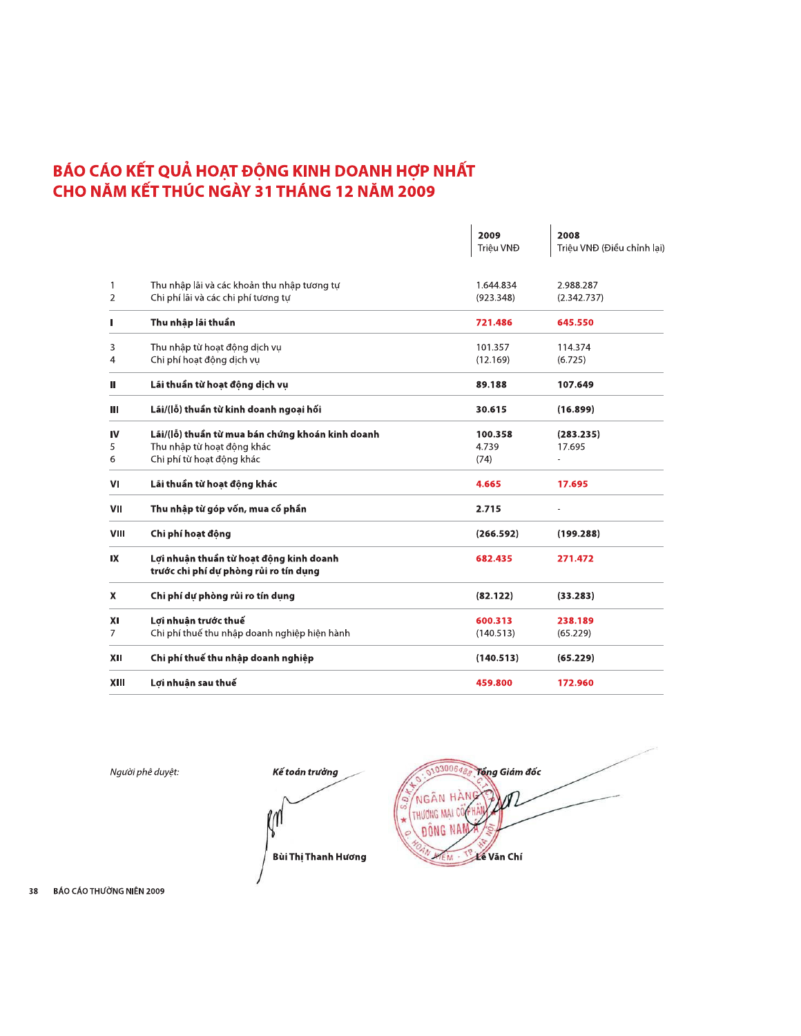# BÁO CÁO KẾT QUẢ HOẠT ĐỘNG KINH DOANH HỢP NHẤT CHO NĂM KẾT THÚC NGÀY 31 THÁNG 12 NĂM 2009

| | | 2009<br>Triệu VNĐ | 2008<br>Triệu VNĐ (Điều chỉnh lại) |
|---|---|---|---|
| 1 | Thu nhập lãi và các khoản thu nhập tương tự | 1.644.834 | 2.988.287 |
| 2 | Chi phí lãi và các chi phí tương tự | (923.348) | (2.342.737) |
| **I** | **Thu nhập lãi thuần** | **721.486** | **645.550** |
| 3 | Thu nhập từ hoạt động dịch vụ | 101.357 | 114.374 |
| 4 | Chi phí hoạt động dịch vụ | (12.169) | (6.725) |
| **II** | **Lãi thuần từ hoạt động dịch vụ** | **89.188** | **107.649** |
| **III** | **Lãi/(lỗ) thuần từ kinh doanh ngoại hối** | **30.615** | **(16.899)** |
| **IV** | **Lãi/(lỗ) thuần từ mua bán chứng khoán kinh doanh** | **100.358** | **(283.235)** |
| 5 | Thu nhập từ hoạt động khác | 4.739 | 17.695 |
| 6 | Chi phí từ hoạt động khác | (74) | - |
| **VI** | **Lãi thuần từ hoạt động khác** | **4.665** | **17.695** |
| **VII** | **Thu nhập từ góp vốn, mua cổ phần** | **2.715** | - |
| **VIII** | **Chi phí hoạt động** | **(266.592)** | **(199.288)** |
| **IX** | **Lợi nhuận thuần từ hoạt động kinh doanh trước chi phí dự phòng rủi ro tín dụng** | **682.435** | **271.472** |
| **X** | **Chi phí dự phòng rủi ro tín dụng** | **(82.122)** | **(33.283)** |
| **XI** | **Lợi nhuận trước thuế** | **600.313** | **238.189** |
| 7 | Chi phí thuế thu nhập doanh nghiệp hiện hành | (140.513) | (65.229) |
| **XII** | **Chi phí thuế thu nhập doanh nghiệp** | **(140.513)** | **(65.229)** |
| **XIII** | **Lợi nhuận sau thuế** | **459.800** | **172.960** |

*Người phê duyệt:*

***Kế toán trưởng***

**Bùi Thị Thanh Hương**

***Tổng Giám đốc***

**Lê Văn Chí**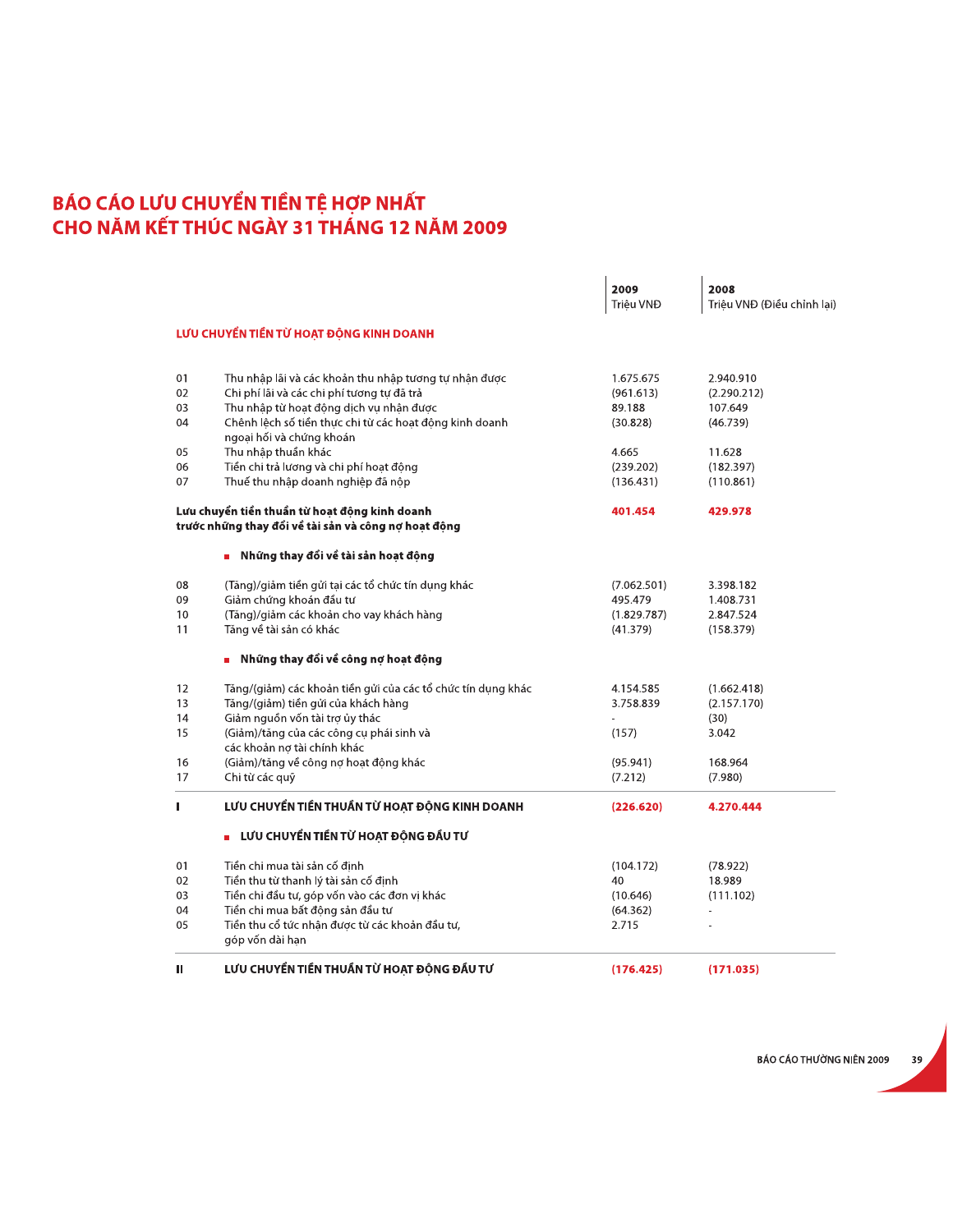# BÁO CÁO LƯU CHUYỂN TIỀN TỆ HỢP NHẤT CHO NĂM KẾT THÚC NGÀY 31 THÁNG 12 NĂM 2009

| | | 2009<br>Triệu VNĐ | 2008<br>Triệu VNĐ (Điều chỉnh lại) |
|---|---|---|---|
| **LƯU CHUYỂN TIỀN TỪ HOẠT ĐỘNG KINH DOANH** | | | |
| 01 | Thu nhập lãi và các khoản thu nhập tương tự nhận được | 1.675.675 | 2.940.910 |
| 02 | Chi phí lãi và các chi phí tương tự đã trả | (961.613) | (2.290.212) |
| 03 | Thu nhập từ hoạt động dịch vụ nhận được | 89.188 | 107.649 |
| 04 | Chênh lệch số tiền thực chi từ các hoạt động kinh doanh ngoại hối và chứng khoán | (30.828) | (46.739) |
| 05 | Thu nhập thuần khác | 4.665 | 11.628 |
| 06 | Tiền chi trả lương và chi phí hoạt động | (239.202) | (182.397) |
| 07 | Thuế thu nhập doanh nghiệp đã nộp | (136.431) | (110.861) |
| **Lưu chuyển tiền thuần từ hoạt động kinh doanh trước những thay đổi về tài sản và công nợ hoạt động** | | **401.454** | **429.978** |
| | **Những thay đổi về tài sản hoạt động** | | |
| 08 | (Tăng)/giảm tiền gửi tại các tổ chức tín dụng khác | (7.062.501) | 3.398.182 |
| 09 | Giảm chứng khoán đầu tư | 495.479 | 1.408.731 |
| 10 | (Tăng)/giảm các khoản cho vay khách hàng | (1.829.787) | 2.847.524 |
| 11 | Tăng về tài sản có khác | (41.379) | (158.379) |
| | **Những thay đổi về công nợ hoạt động** | | |
| 12 | Tăng/(giảm) các khoản tiền gửi của các tổ chức tín dụng khác | 4.154.585 | (1.662.418) |
| 13 | Tăng/(giảm) tiền gửi của khách hàng | 3.758.839 | (2.157.170) |
| 14 | Giảm nguồn vốn tài trợ ủy thác | - | (30) |
| 15 | (Giảm)/tăng của các công cụ phái sinh và các khoản nợ tài chính khác | (157) | 3.042 |
| 16 | (Giảm)/tăng về công nợ hoạt động khác | (95.941) | 168.964 |
| 17 | Chi từ các quỹ | (7.212) | (7.980) |
| **I** | **LƯU CHUYỂN TIỀN THUẦN TỪ HOẠT ĐỘNG KINH DOANH** | **(226.620)** | **4.270.444** |
| | **LƯU CHUYỂN TIỀN TỪ HOẠT ĐỘNG ĐẦU TƯ** | | |
| 01 | Tiền chi mua tài sản cố định | (104.172) | (78.922) |
| 02 | Tiền thu từ thanh lý tài sản cố định | 40 | 18.989 |
| 03 | Tiền chi đầu tư, góp vốn vào các đơn vị khác | (10.646) | (111.102) |
| 04 | Tiền chi mua bất động sản đầu tư | (64.362) | - |
| 05 | Tiền thu cổ tức nhận được từ các khoản đầu tư, góp vốn dài hạn | 2.715 | - |
| **II** | **LƯU CHUYỂN TIỀN THUẦN TỪ HOẠT ĐỘNG ĐẦU TƯ** | **(176.425)** | **(171.035)** |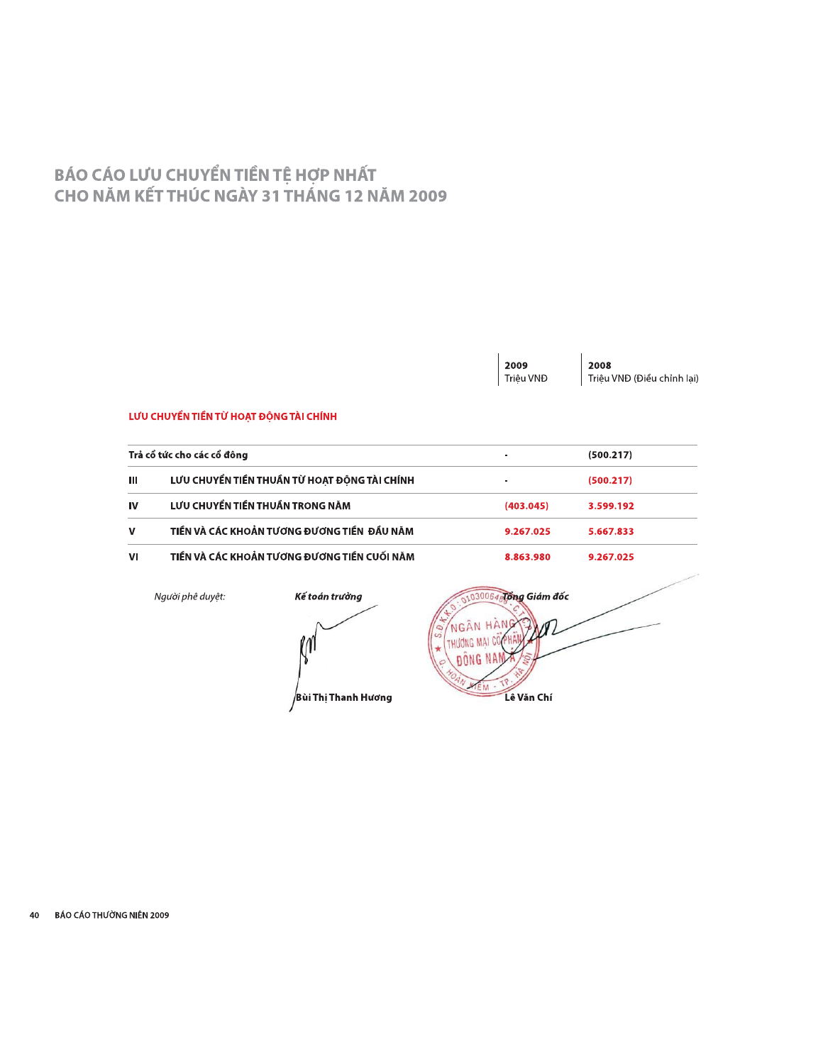# BÁO CÁO LƯU CHUYỂN TIỀN TỆ HỢP NHẤT CHO NĂM KẾT THÚC NGÀY 31 THÁNG 12 NĂM 2009

| | | 2009 Triệu VNĐ | 2008 Triệu VNĐ (Điều chỉnh lại) |
|---|---|---|---|
| **LƯU CHUYỂN TIỀN TỪ HOẠT ĐỘNG TÀI CHÍNH** | | | |
| **Trả cổ tức cho các cổ đông** | | **-** | **(500.217)** |
| **III** | **LƯU CHUYỂN TIỀN THUẦN TỪ HOẠT ĐỘNG TÀI CHÍNH** | **-** | **(500.217)** |
| **IV** | **LƯU CHUYỂN TIỀN THUẦN TRONG NĂM** | **(403.045)** | **3.599.192** |
| **V** | **TIỀN VÀ CÁC KHOẢN TƯƠNG ĐƯƠNG TIỀN ĐẦU NĂM** | **9.267.025** | **5.667.833** |
| **VI** | **TIỀN VÀ CÁC KHOẢN TƯƠNG ĐƯƠNG TIỀN CUỐI NĂM** | **8.863.980** | **9.267.025** |

*Người phê duyệt:*

***Kế toán trưởng***

**Bùi Thị Thanh Hương**

***Tổng Giám đốc***

**Lê Văn Chí**